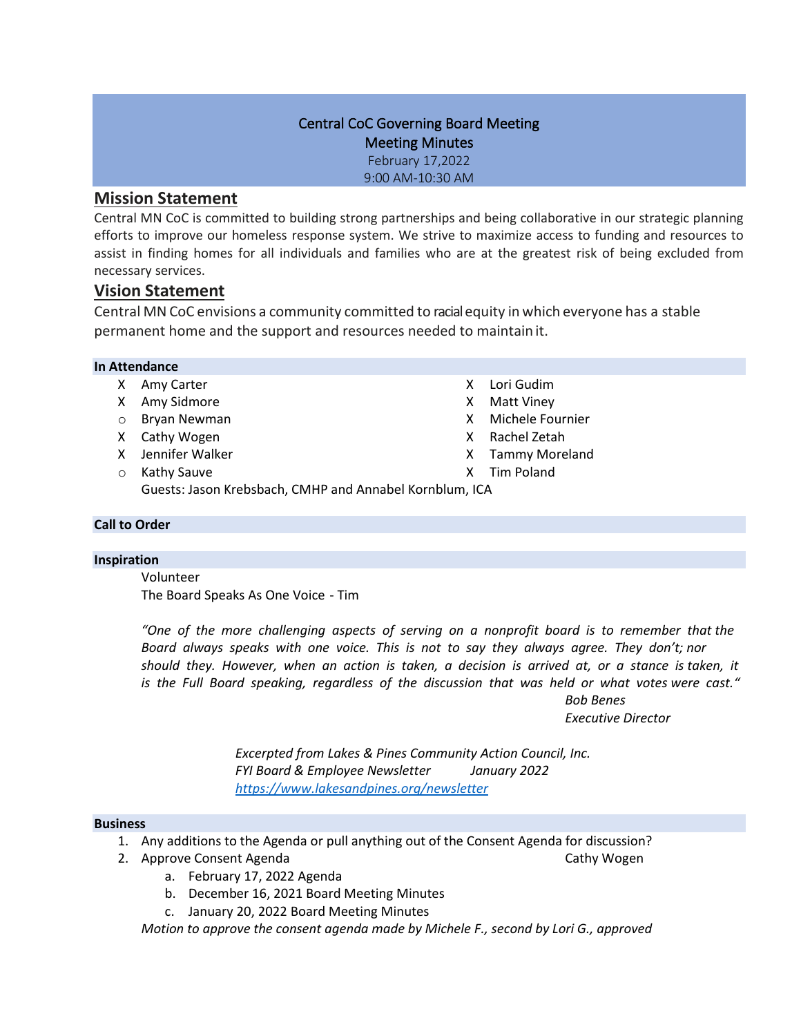# Central CoC Governing Board Meeting
## Meeting Minutes
February 17,2022
9:00 AM-10:30 AM

## Mission Statement

Central MN CoC is committed to building strong partnerships and being collaborative in our strategic planning efforts to improve our homeless response system. We strive to maximize access to funding and resources to assist in finding homes for all individuals and families who are at the greatest risk of being excluded from necessary services.

## Vision Statement

Central MN CoC envisions a community committed to racial equity in which everyone has a stable permanent home and the support and resources needed to maintain it.

### In Attendance

| | | | |
|---|---|---|---|
| X | Amy Carter | X | Lori Gudim |
| X | Amy Sidmore | X | Matt Viney |
| o | Bryan Newman | X | Michele Fournier |
| X | Cathy Wogen | X | Rachel Zetah |
| X | Jennifer Walker | X | Tammy Moreland |
| o | Kathy Sauve | X | Tim Poland |

Guests: Jason Krebsbach, CMHP and Annabel Kornblum, ICA

### Call to Order

### Inspiration

Volunteer
The Board Speaks As One Voice - Tim

*"One of the more challenging aspects of serving on a nonprofit board is to remember that the Board always speaks with one voice. This is not to say they always agree. They don't; nor should they. However, when an action is taken, a decision is arrived at, or a stance is taken, it is the Full Board speaking, regardless of the discussion that was held or what votes were cast."*

*Bob Benes*
*Executive Director*

*Excerpted from Lakes & Pines Community Action Council, Inc.*
*FYI Board & Employee Newsletter January 2022*
*https://www.lakesandpines.org/newsletter*

### Business

1. Any additions to the Agenda or pull anything out of the Consent Agenda for discussion?
2. Approve Consent Agenda — Cathy Wogen
   a. February 17, 2022 Agenda
   b. December 16, 2021 Board Meeting Minutes
   c. January 20, 2022 Board Meeting Minutes

*Motion to approve the consent agenda made by Michele F., second by Lori G., approved*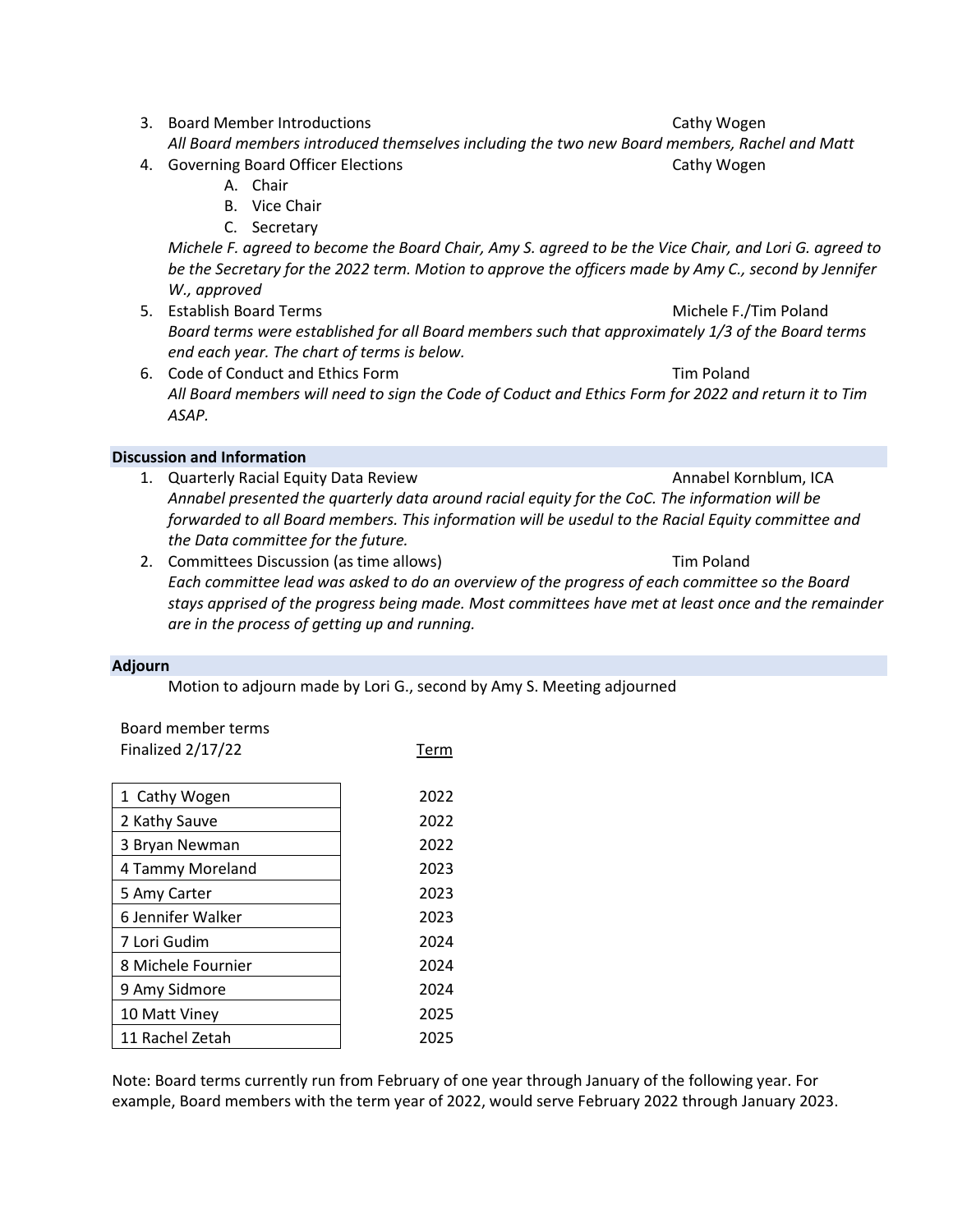3. Board Member Introductions — Cathy Wogen

   *All Board members introduced themselves including the two new Board members, Rachel and Matt*

4. Governing Board Officer Elections — Cathy Wogen
   A. Chair
   B. Vice Chair
   C. Secretary

   *Michele F. agreed to become the Board Chair, Amy S. agreed to be the Vice Chair, and Lori G. agreed to be the Secretary for the 2022 term. Motion to approve the officers made by Amy C., second by Jennifer W., approved*

5. Establish Board Terms — Michele F./Tim Poland

   *Board terms were established for all Board members such that approximately 1/3 of the Board terms end each year. The chart of terms is below.*

6. Code of Conduct and Ethics Form — Tim Poland

   *All Board members will need to sign the Code of Coduct and Ethics Form for 2022 and return it to Tim ASAP.*

## Discussion and Information

1. Quarterly Racial Equity Data Review — Annabel Kornblum, ICA

   *Annabel presented the quarterly data around racial equity for the CoC. The information will be forwarded to all Board members. This information will be usedul to the Racial Equity committee and the Data committee for the future.*

2. Committees Discussion (as time allows) — Tim Poland

   *Each committee lead was asked to do an overview of the progress of each committee so the Board stays apprised of the progress being made. Most committees have met at least once and the remainder are in the process of getting up and running.*

## Adjourn

Motion to adjourn made by Lori G., second by Amy S. Meeting adjourned

Board member terms
Finalized 2/17/22

| Board member | Term |
|---|---|
| 1 Cathy Wogen | 2022 |
| 2 Kathy Sauve | 2022 |
| 3 Bryan Newman | 2022 |
| 4 Tammy Moreland | 2023 |
| 5 Amy Carter | 2023 |
| 6 Jennifer Walker | 2023 |
| 7 Lori Gudim | 2024 |
| 8 Michele Fournier | 2024 |
| 9 Amy Sidmore | 2024 |
| 10 Matt Viney | 2025 |
| 11 Rachel Zetah | 2025 |

Note: Board terms currently run from February of one year through January of the following year. For example, Board members with the term year of 2022, would serve February 2022 through January 2023.